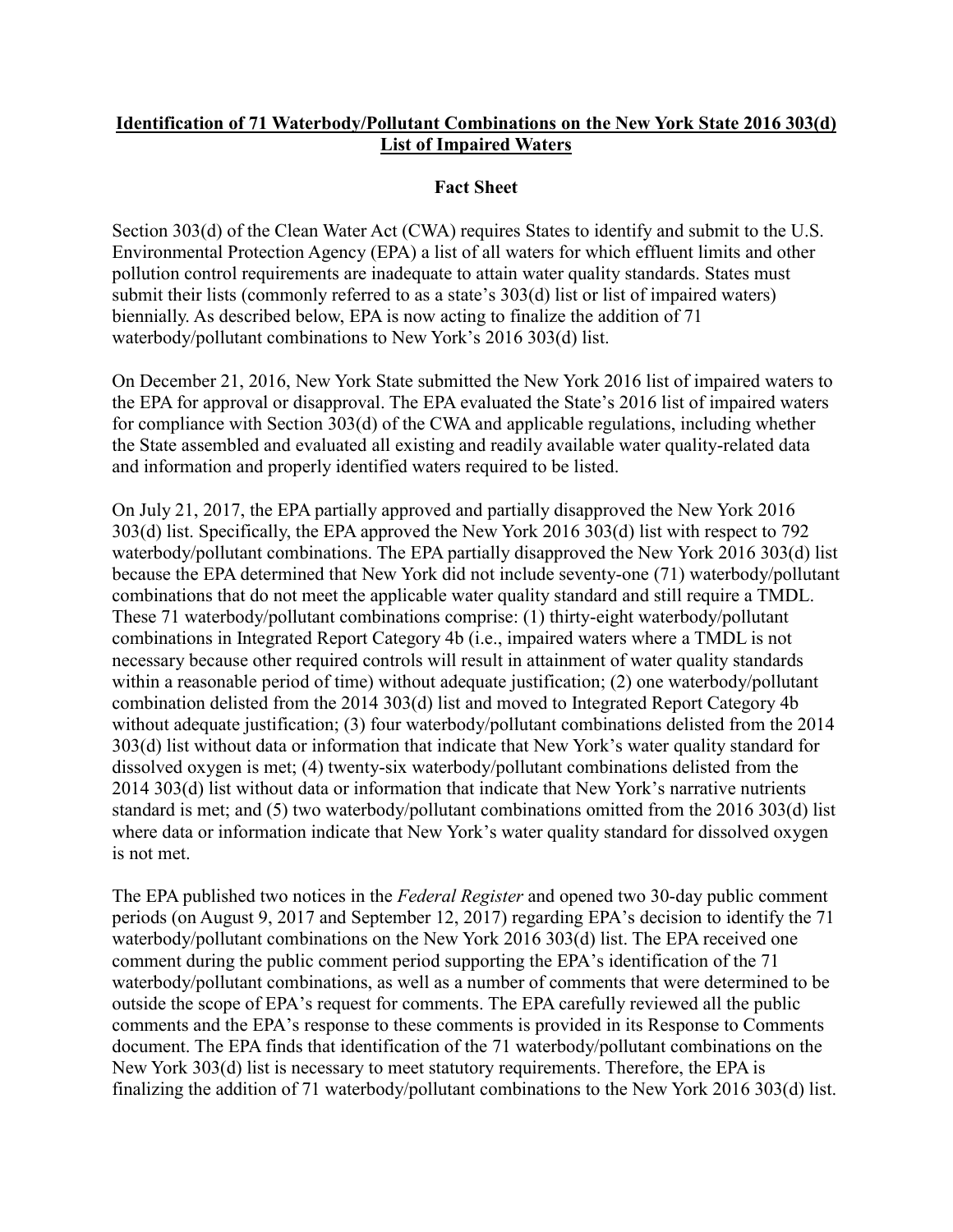**Identification of 71 Waterbody/Pollutant Combinations on the New York State 2016 303(d) List of Impaired Waters**

**Fact Sheet**

Section 303(d) of the Clean Water Act (CWA) requires States to identify and submit to the U.S. Environmental Protection Agency (EPA) a list of all waters for which effluent limits and other pollution control requirements are inadequate to attain water quality standards. States must submit their lists (commonly referred to as a state's 303(d) list or list of impaired waters) biennially. As described below, EPA is now acting to finalize the addition of 71 waterbody/pollutant combinations to New York's 2016 303(d) list.

On December 21, 2016, New York State submitted the New York 2016 list of impaired waters to the EPA for approval or disapproval. The EPA evaluated the State's 2016 list of impaired waters for compliance with Section 303(d) of the CWA and applicable regulations, including whether the State assembled and evaluated all existing and readily available water quality-related data and information and properly identified waters required to be listed.

On July 21, 2017, the EPA partially approved and partially disapproved the New York 2016 303(d) list. Specifically, the EPA approved the New York 2016 303(d) list with respect to 792 waterbody/pollutant combinations. The EPA partially disapproved the New York 2016 303(d) list because the EPA determined that New York did not include seventy-one (71) waterbody/pollutant combinations that do not meet the applicable water quality standard and still require a TMDL. These 71 waterbody/pollutant combinations comprise: (1) thirty-eight waterbody/pollutant combinations in Integrated Report Category 4b (i.e., impaired waters where a TMDL is not necessary because other required controls will result in attainment of water quality standards within a reasonable period of time) without adequate justification; (2) one waterbody/pollutant combination delisted from the 2014 303(d) list and moved to Integrated Report Category 4b without adequate justification; (3) four waterbody/pollutant combinations delisted from the 2014 303(d) list without data or information that indicate that New York's water quality standard for dissolved oxygen is met; (4) twenty-six waterbody/pollutant combinations delisted from the 2014 303(d) list without data or information that indicate that New York's narrative nutrients standard is met; and (5) two waterbody/pollutant combinations omitted from the 2016 303(d) list where data or information indicate that New York's water quality standard for dissolved oxygen is not met.

The EPA published two notices in the *Federal Register* and opened two 30-day public comment periods (on August 9, 2017 and September 12, 2017) regarding EPA's decision to identify the 71 waterbody/pollutant combinations on the New York 2016 303(d) list. The EPA received one comment during the public comment period supporting the EPA's identification of the 71 waterbody/pollutant combinations, as well as a number of comments that were determined to be outside the scope of EPA's request for comments. The EPA carefully reviewed all the public comments and the EPA's response to these comments is provided in its Response to Comments document. The EPA finds that identification of the 71 waterbody/pollutant combinations on the New York 303(d) list is necessary to meet statutory requirements. Therefore, the EPA is finalizing the addition of 71 waterbody/pollutant combinations to the New York 2016 303(d) list.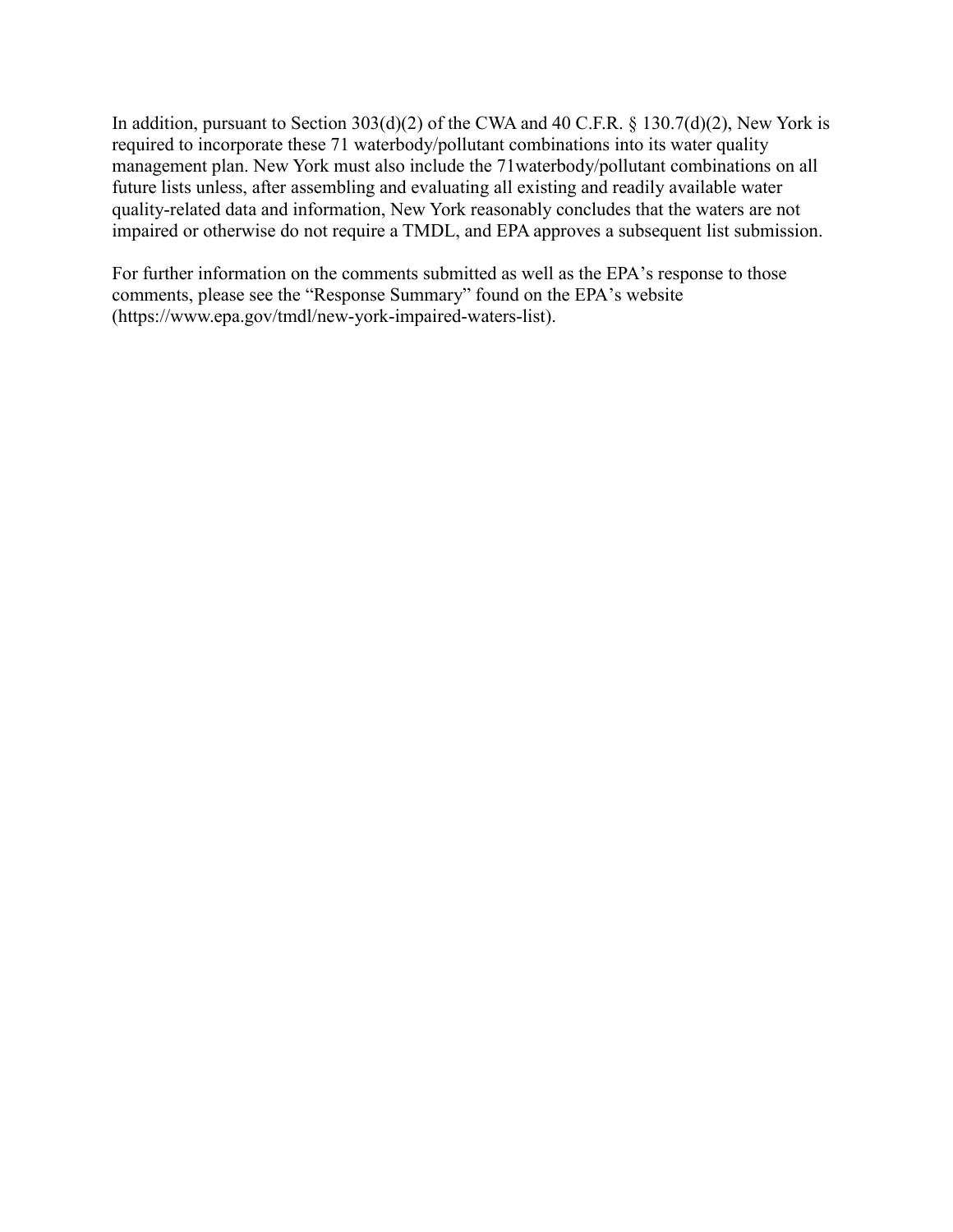In addition, pursuant to Section 303(d)(2) of the CWA and 40 C.F.R. § 130.7(d)(2), New York is required to incorporate these 71 waterbody/pollutant combinations into its water quality management plan. New York must also include the 71waterbody/pollutant combinations on all future lists unless, after assembling and evaluating all existing and readily available water quality-related data and information, New York reasonably concludes that the waters are not impaired or otherwise do not require a TMDL, and EPA approves a subsequent list submission.

For further information on the comments submitted as well as the EPA's response to those comments, please see the "Response Summary" found on the EPA's website (https://www.epa.gov/tmdl/new-york-impaired-waters-list).